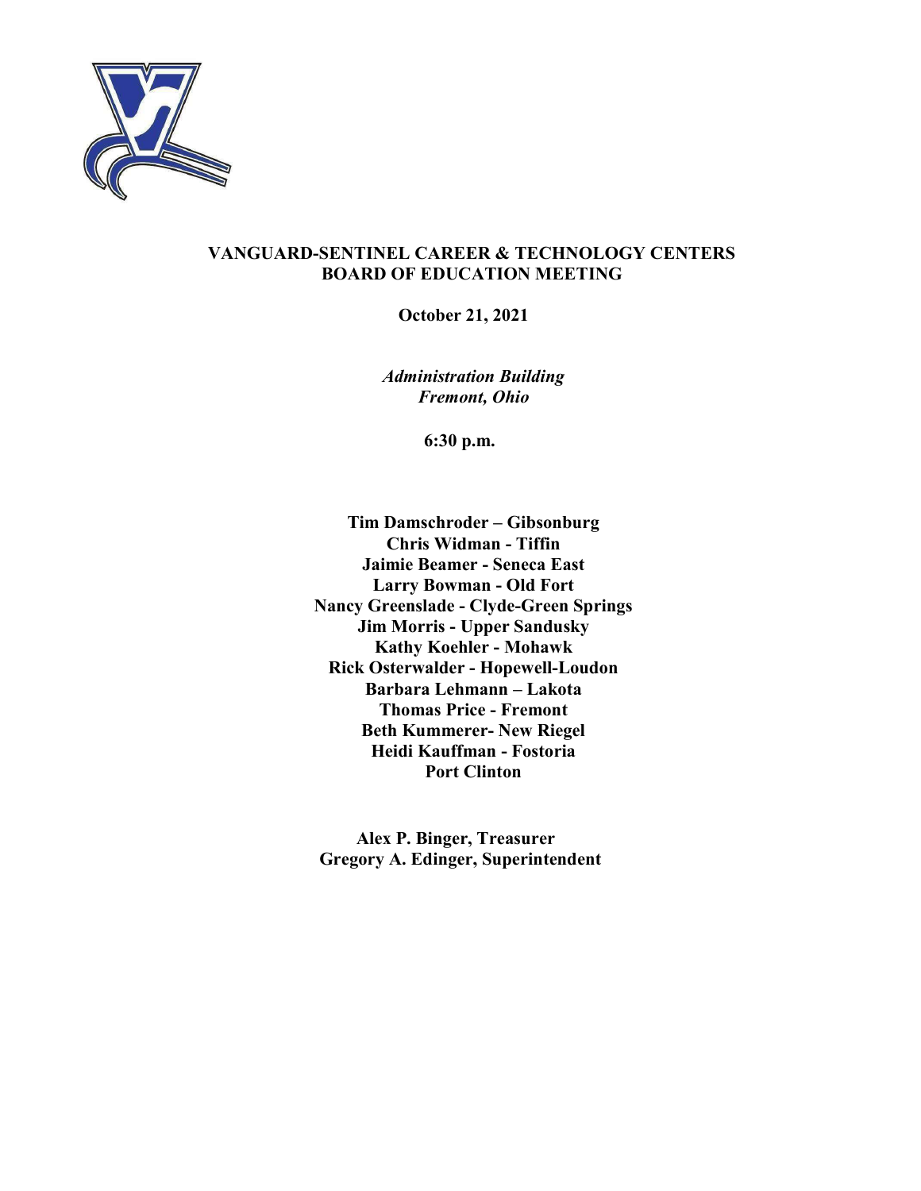# VANGUARD-SENTINEL CAREER & TECHNOLOGY CENTERS
# BOARD OF EDUCATION MEETING

**October 21, 2021**

***Administration Building***
***Fremont, Ohio***

**6:30 p.m.**

**Tim Damschroder – Gibsonburg**
**Chris Widman - Tiffin**
**Jaimie Beamer - Seneca East**
**Larry Bowman - Old Fort**
**Nancy Greenslade - Clyde-Green Springs**
**Jim Morris - Upper Sandusky**
**Kathy Koehler - Mohawk**
**Rick Osterwalder - Hopewell-Loudon**
**Barbara Lehmann – Lakota**
**Thomas Price - Fremont**
**Beth Kummerer- New Riegel**
**Heidi Kauffman - Fostoria**
**Port Clinton**

**Alex P. Binger, Treasurer**
**Gregory A. Edinger, Superintendent**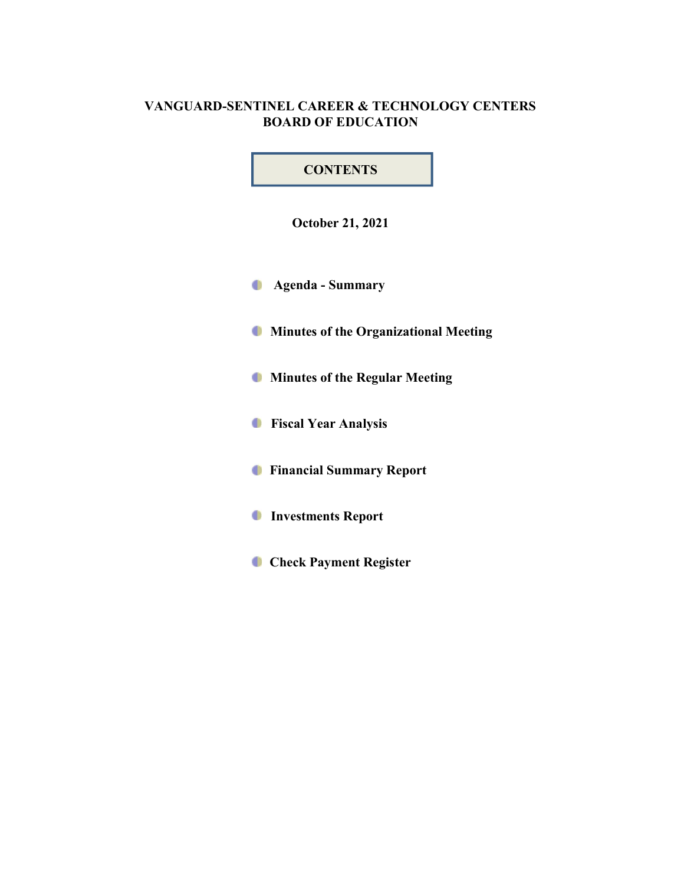# VANGUARD-SENTINEL CAREER & TECHNOLOGY CENTERS
# BOARD OF EDUCATION

## CONTENTS

**October 21, 2021**

- **Agenda - Summary**
- **Minutes of the Organizational Meeting**
- **Minutes of the Regular Meeting**
- **Fiscal Year Analysis**
- **Financial Summary Report**
- **Investments Report**
- **Check Payment Register**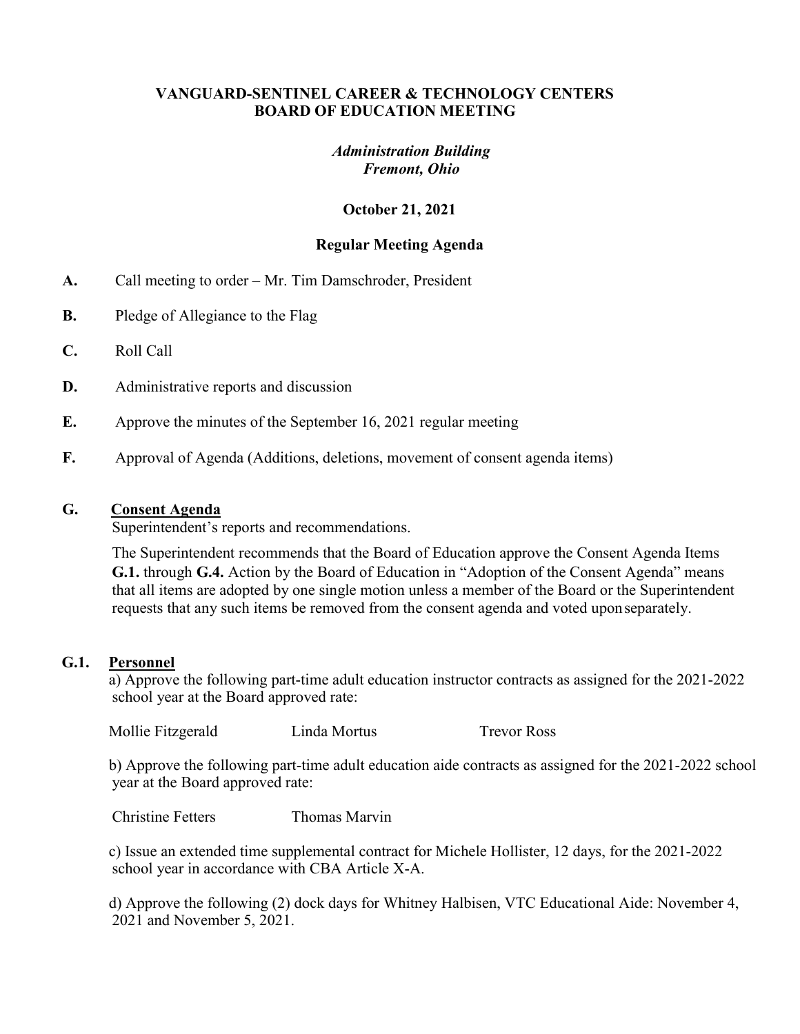**VANGUARD-SENTINEL CAREER & TECHNOLOGY CENTERS**
**BOARD OF EDUCATION MEETING**

*Administration Building*
*Fremont, Ohio*

**October 21, 2021**

**Regular Meeting Agenda**

**A.** Call meeting to order – Mr. Tim Damschroder, President

**B.** Pledge of Allegiance to the Flag

**C.** Roll Call

**D.** Administrative reports and discussion

**E.** Approve the minutes of the September 16, 2021 regular meeting

**F.** Approval of Agenda (Additions, deletions, movement of consent agenda items)

**G. <u>Consent Agenda</u>**

Superintendent's reports and recommendations.

The Superintendent recommends that the Board of Education approve the Consent Agenda Items **G.1.** through **G.4.** Action by the Board of Education in "Adoption of the Consent Agenda" means that all items are adopted by one single motion unless a member of the Board or the Superintendent requests that any such items be removed from the consent agenda and voted upon separately.

**G.1. <u>Personnel</u>**

a) Approve the following part-time adult education instructor contracts as assigned for the 2021-2022 school year at the Board approved rate:

Mollie Fitzgerald  Linda Mortus  Trevor Ross

b) Approve the following part-time adult education aide contracts as assigned for the 2021-2022 school year at the Board approved rate:

Christine Fetters  Thomas Marvin

c) Issue an extended time supplemental contract for Michele Hollister, 12 days, for the 2021-2022 school year in accordance with CBA Article X-A.

d) Approve the following (2) dock days for Whitney Halbisen, VTC Educational Aide: November 4, 2021 and November 5, 2021.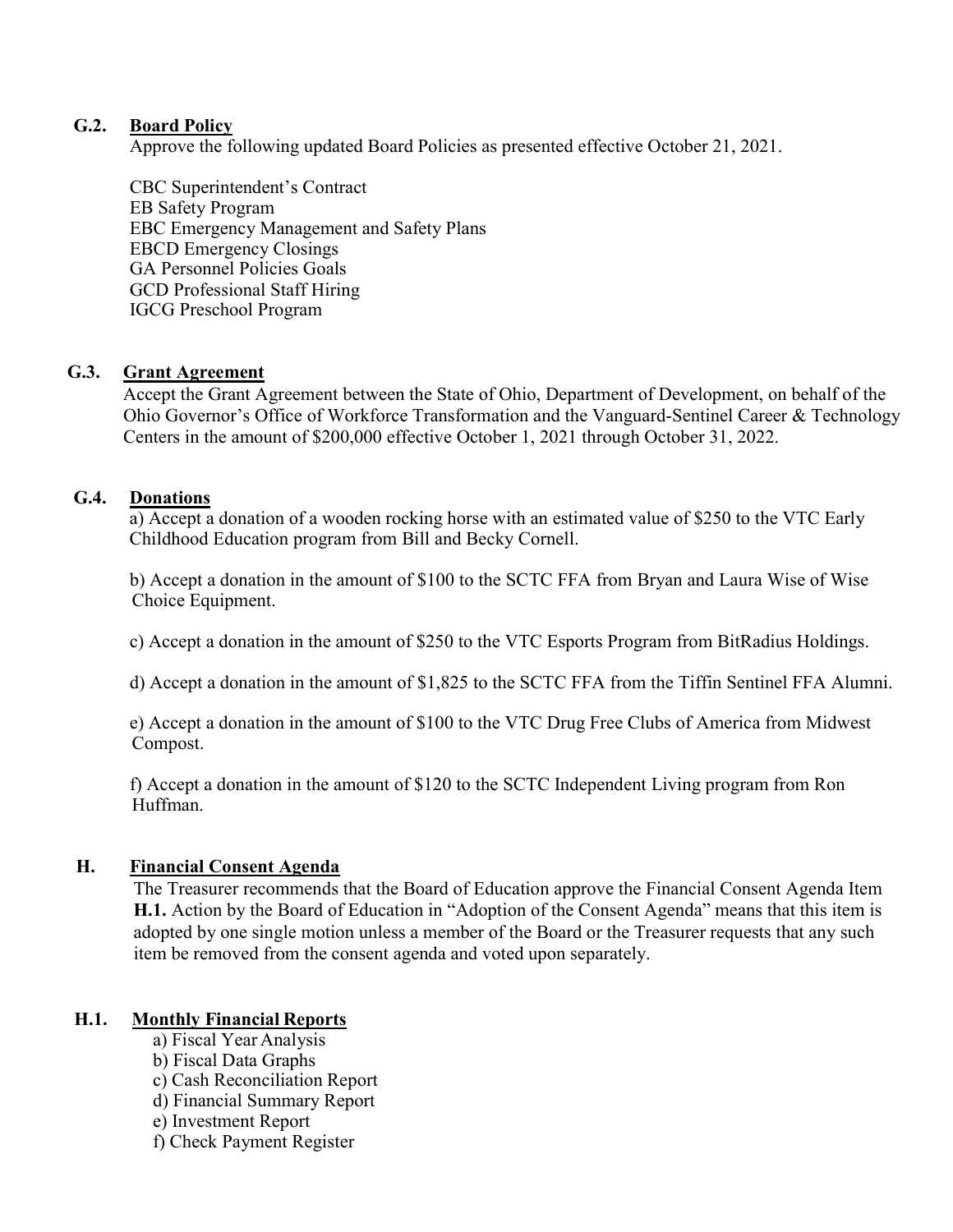### G.2. Board Policy

Approve the following updated Board Policies as presented effective October 21, 2021.

CBC Superintendent's Contract
EB Safety Program
EBC Emergency Management and Safety Plans
EBCD Emergency Closings
GA Personnel Policies Goals
GCD Professional Staff Hiring
IGCG Preschool Program

### G.3. Grant Agreement

Accept the Grant Agreement between the State of Ohio, Department of Development, on behalf of the Ohio Governor's Office of Workforce Transformation and the Vanguard-Sentinel Career & Technology Centers in the amount of $200,000 effective October 1, 2021 through October 31, 2022.

### G.4. Donations

a) Accept a donation of a wooden rocking horse with an estimated value of $250 to the VTC Early Childhood Education program from Bill and Becky Cornell.

b) Accept a donation in the amount of $100 to the SCTC FFA from Bryan and Laura Wise of Wise Choice Equipment.

c) Accept a donation in the amount of $250 to the VTC Esports Program from BitRadius Holdings.

d) Accept a donation in the amount of $1,825 to the SCTC FFA from the Tiffin Sentinel FFA Alumni.

e) Accept a donation in the amount of $100 to the VTC Drug Free Clubs of America from Midwest Compost.

f) Accept a donation in the amount of $120 to the SCTC Independent Living program from Ron Huffman.

## H. Financial Consent Agenda

The Treasurer recommends that the Board of Education approve the Financial Consent Agenda Item **H.1.** Action by the Board of Education in "Adoption of the Consent Agenda" means that this item is adopted by one single motion unless a member of the Board or the Treasurer requests that any such item be removed from the consent agenda and voted upon separately.

### H.1. Monthly Financial Reports

a) Fiscal Year Analysis
b) Fiscal Data Graphs
c) Cash Reconciliation Report
d) Financial Summary Report
e) Investment Report
f) Check Payment Register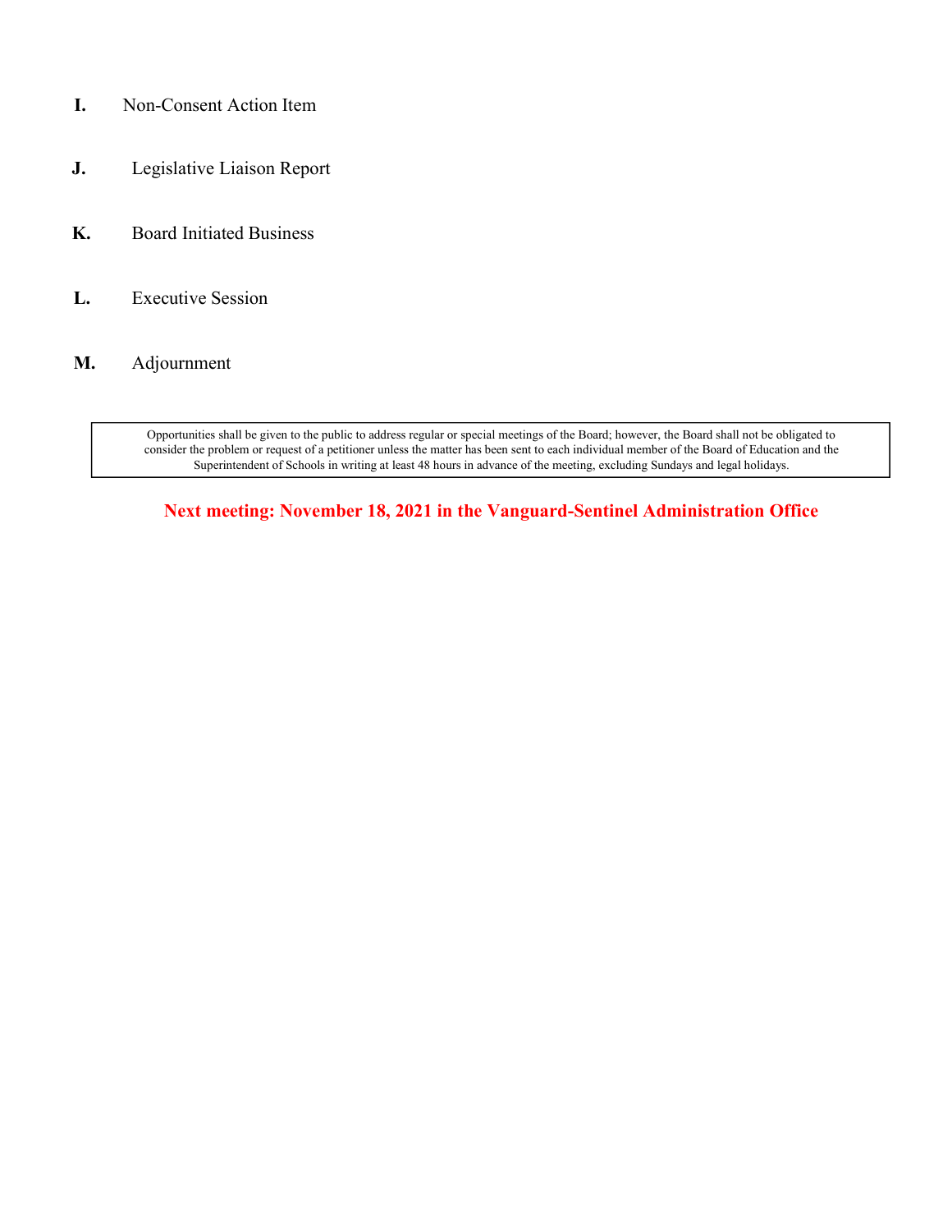**I.** Non-Consent Action Item

**J.** Legislative Liaison Report

**K.** Board Initiated Business

**L.** Executive Session

**M.** Adjournment

> Opportunities shall be given to the public to address regular or special meetings of the Board; however, the Board shall not be obligated to consider the problem or request of a petitioner unless the matter has been sent to each individual member of the Board of Education and the Superintendent of Schools in writing at least 48 hours in advance of the meeting, excluding Sundays and legal holidays.

**Next meeting: November 18, 2021 in the Vanguard-Sentinel Administration Office**